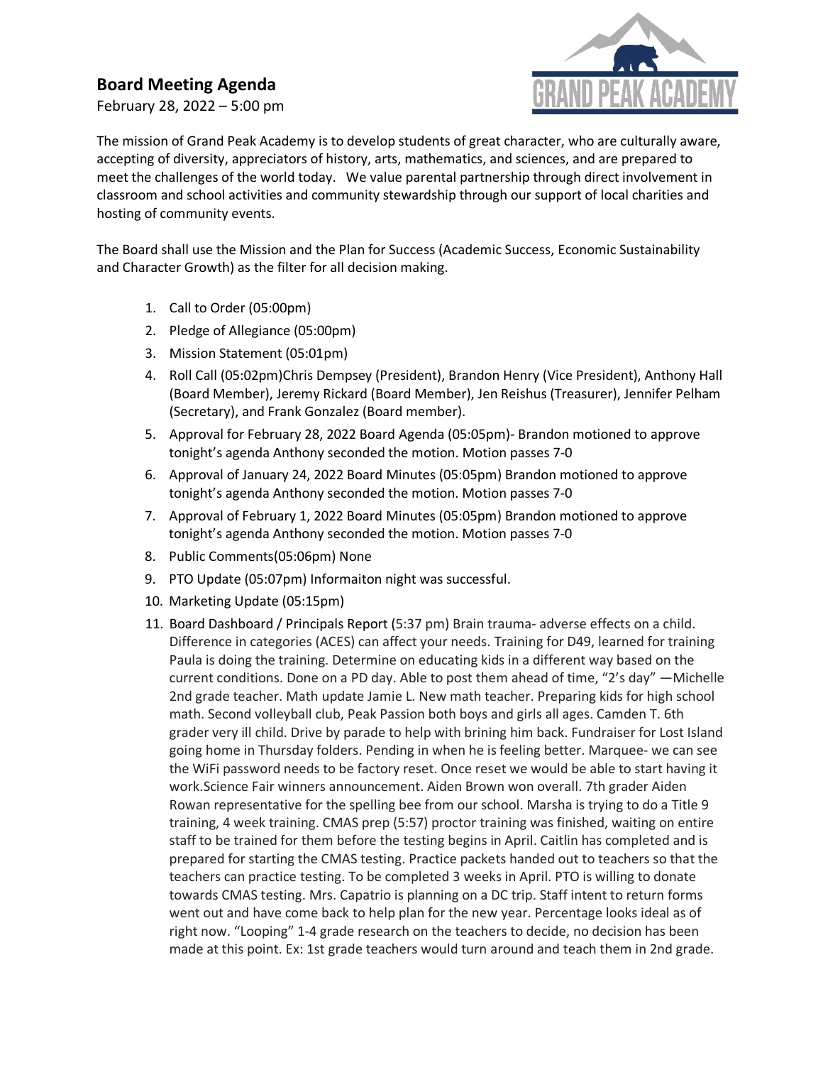## Board Meeting Agenda

February 28, 2022 – 5:00 pm

The mission of Grand Peak Academy is to develop students of great character, who are culturally aware, accepting of diversity, appreciators of history, arts, mathematics, and sciences, and are prepared to meet the challenges of the world today. We value parental partnership through direct involvement in classroom and school activities and community stewardship through our support of local charities and hosting of community events.

The Board shall use the Mission and the Plan for Success (Academic Success, Economic Sustainability and Character Growth) as the filter for all decision making.

1. Call to Order (05:00pm)
2. Pledge of Allegiance (05:00pm)
3. Mission Statement (05:01pm)
4. Roll Call (05:02pm)Chris Dempsey (President), Brandon Henry (Vice President), Anthony Hall (Board Member), Jeremy Rickard (Board Member), Jen Reishus (Treasurer), Jennifer Pelham (Secretary), and Frank Gonzalez (Board member).
5. Approval for February 28, 2022 Board Agenda (05:05pm)- Brandon motioned to approve tonight's agenda Anthony seconded the motion. Motion passes 7-0
6. Approval of January 24, 2022 Board Minutes (05:05pm) Brandon motioned to approve tonight's agenda Anthony seconded the motion. Motion passes 7-0
7. Approval of February 1, 2022 Board Minutes (05:05pm) Brandon motioned to approve tonight's agenda Anthony seconded the motion. Motion passes 7-0
8. Public Comments(05:06pm) None
9. PTO Update (05:07pm) Informaiton night was successful.
10. Marketing Update (05:15pm)
11. Board Dashboard / Principals Report (5:37 pm) Brain trauma- adverse effects on a child. Difference in categories (ACES) can affect your needs. Training for D49, learned for training Paula is doing the training. Determine on educating kids in a different way based on the current conditions. Done on a PD day. Able to post them ahead of time, "2's day" —Michelle 2nd grade teacher. Math update Jamie L. New math teacher. Preparing kids for high school math. Second volleyball club, Peak Passion both boys and girls all ages. Camden T. 6th grader very ill child. Drive by parade to help with brining him back. Fundraiser for Lost Island going home in Thursday folders. Pending in when he is feeling better. Marquee- we can see the WiFi password needs to be factory reset. Once reset we would be able to start having it work.Science Fair winners announcement. Aiden Brown won overall. 7th grader Aiden Rowan representative for the spelling bee from our school. Marsha is trying to do a Title 9 training, 4 week training. CMAS prep (5:57) proctor training was finished, waiting on entire staff to be trained for them before the testing begins in April. Caitlin has completed and is prepared for starting the CMAS testing. Practice packets handed out to teachers so that the teachers can practice testing. To be completed 3 weeks in April. PTO is willing to donate towards CMAS testing. Mrs. Capatrio is planning on a DC trip. Staff intent to return forms went out and have come back to help plan for the new year. Percentage looks ideal as of right now. "Looping" 1-4 grade research on the teachers to decide, no decision has been made at this point. Ex: 1st grade teachers would turn around and teach them in 2nd grade.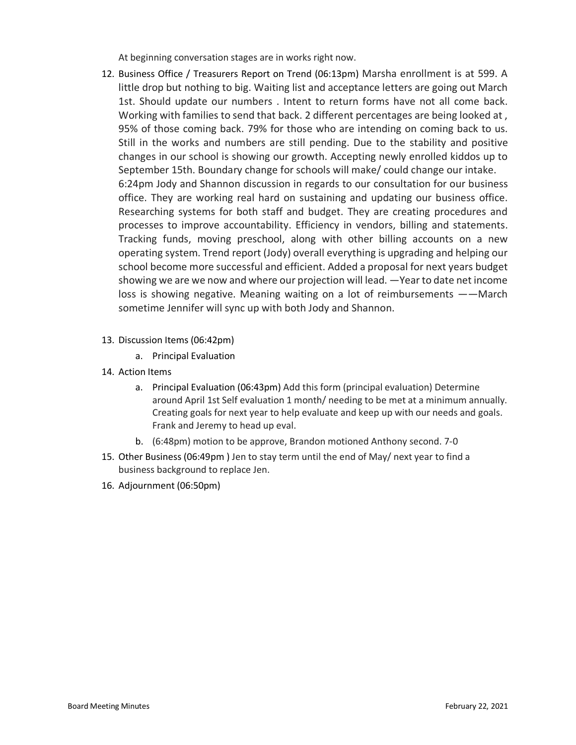At beginning conversation stages are in works right now.

12. Business Office / Treasurers Report on Trend (06:13pm) Marsha enrollment is at 599. A little drop but nothing to big. Waiting list and acceptance letters are going out March 1st. Should update our numbers . Intent to return forms have not all come back. Working with families to send that back. 2 different percentages are being looked at , 95% of those coming back. 79% for those who are intending on coming back to us. Still in the works and numbers are still pending. Due to the stability and positive changes in our school is showing our growth. Accepting newly enrolled kiddos up to September 15th. Boundary change for schools will make/ could change our intake.
    6:24pm Jody and Shannon discussion in regards to our consultation for our business office. They are working real hard on sustaining and updating our business office. Researching systems for both staff and budget. They are creating procedures and processes to improve accountability. Efficiency in vendors, billing and statements. Tracking funds, moving preschool, along with other billing accounts on a new operating system. Trend report (Jody) overall everything is upgrading and helping our school become more successful and efficient. Added a proposal for next years budget showing we are we now and where our projection will lead. —Year to date net income loss is showing negative. Meaning waiting on a lot of reimbursements ——March sometime Jennifer will sync up with both Jody and Shannon.

13. Discussion Items (06:42pm)
    a. Principal Evaluation
14. Action Items
    a. Principal Evaluation (06:43pm) Add this form (principal evaluation) Determine around April 1st Self evaluation 1 month/ needing to be met at a minimum annually. Creating goals for next year to help evaluate and keep up with our needs and goals. Frank and Jeremy to head up eval.
    b. (6:48pm) motion to be approve, Brandon motioned Anthony second. 7-0
15. Other Business (06:49pm ) Jen to stay term until the end of May/ next year to find a business background to replace Jen.
16. Adjournment (06:50pm)